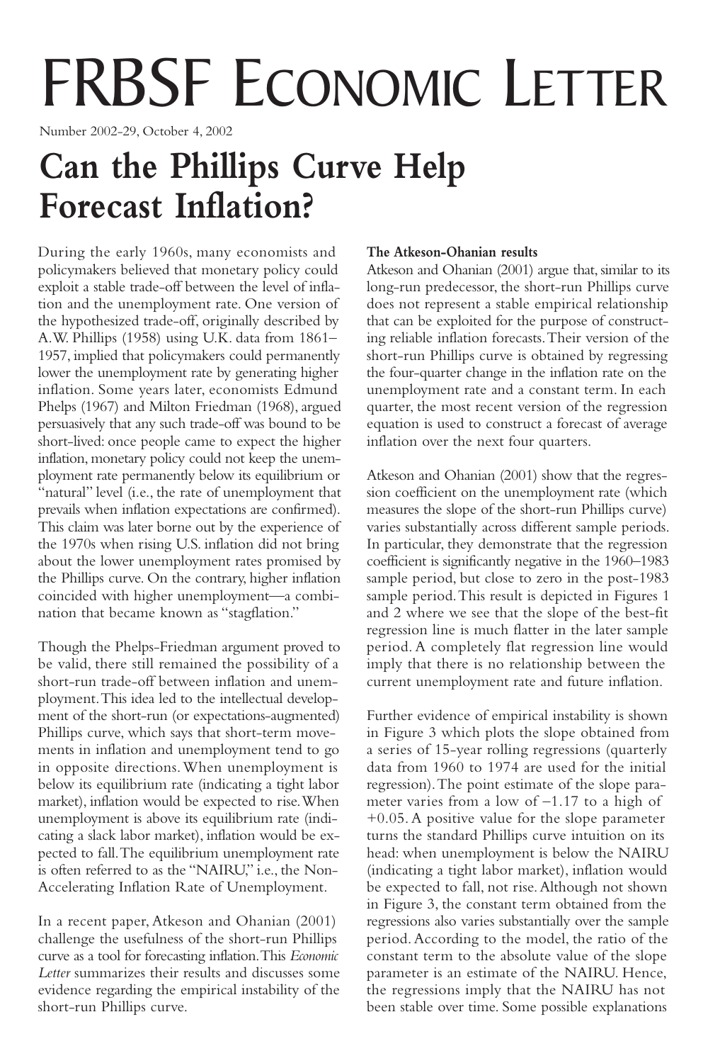# FRBSF Economic Letter

Number 2002-29, October 4, 2002

## Can the Phillips Curve Help Forecast Inflation?

During the early 1960s, many economists and policymakers believed that monetary policy could exploit a stable trade-off between the level of inflation and the unemployment rate. One version of the hypothesized trade-off, originally described by A.W. Phillips (1958) using U.K. data from 1861–1957, implied that policymakers could permanently lower the unemployment rate by generating higher inflation. Some years later, economists Edmund Phelps (1967) and Milton Friedman (1968), argued persuasively that any such trade-off was bound to be short-lived: once people came to expect the higher inflation, monetary policy could not keep the unemployment rate permanently below its equilibrium or "natural" level (i.e., the rate of unemployment that prevails when inflation expectations are confirmed). This claim was later borne out by the experience of the 1970s when rising U.S. inflation did not bring about the lower unemployment rates promised by the Phillips curve. On the contrary, higher inflation coincided with higher unemployment—a combination that became known as "stagflation."

Though the Phelps-Friedman argument proved to be valid, there still remained the possibility of a short-run trade-off between inflation and unemployment. This idea led to the intellectual development of the short-run (or expectations-augmented) Phillips curve, which says that short-term movements in inflation and unemployment tend to go in opposite directions. When unemployment is below its equilibrium rate (indicating a tight labor market), inflation would be expected to rise. When unemployment is above its equilibrium rate (indicating a slack labor market), inflation would be expected to fall. The equilibrium unemployment rate is often referred to as the "NAIRU," i.e., the Non-Accelerating Inflation Rate of Unemployment.

In a recent paper, Atkeson and Ohanian (2001) challenge the usefulness of the short-run Phillips curve as a tool for forecasting inflation. This *Economic Letter* summarizes their results and discusses some evidence regarding the empirical instability of the short-run Phillips curve.

**The Atkeson-Ohanian results**

Atkeson and Ohanian (2001) argue that, similar to its long-run predecessor, the short-run Phillips curve does not represent a stable empirical relationship that can be exploited for the purpose of constructing reliable inflation forecasts. Their version of the short-run Phillips curve is obtained by regressing the four-quarter change in the inflation rate on the unemployment rate and a constant term. In each quarter, the most recent version of the regression equation is used to construct a forecast of average inflation over the next four quarters.

Atkeson and Ohanian (2001) show that the regression coefficient on the unemployment rate (which measures the slope of the short-run Phillips curve) varies substantially across different sample periods. In particular, they demonstrate that the regression coefficient is significantly negative in the 1960–1983 sample period, but close to zero in the post-1983 sample period. This result is depicted in Figures 1 and 2 where we see that the slope of the best-fit regression line is much flatter in the later sample period. A completely flat regression line would imply that there is no relationship between the current unemployment rate and future inflation.

Further evidence of empirical instability is shown in Figure 3 which plots the slope obtained from a series of 15-year rolling regressions (quarterly data from 1960 to 1974 are used for the initial regression). The point estimate of the slope parameter varies from a low of −1.17 to a high of +0.05. A positive value for the slope parameter turns the standard Phillips curve intuition on its head: when unemployment is below the NAIRU (indicating a tight labor market), inflation would be expected to fall, not rise. Although not shown in Figure 3, the constant term obtained from the regressions also varies substantially over the sample period. According to the model, the ratio of the constant term to the absolute value of the slope parameter is an estimate of the NAIRU. Hence, the regressions imply that the NAIRU has not been stable over time. Some possible explanations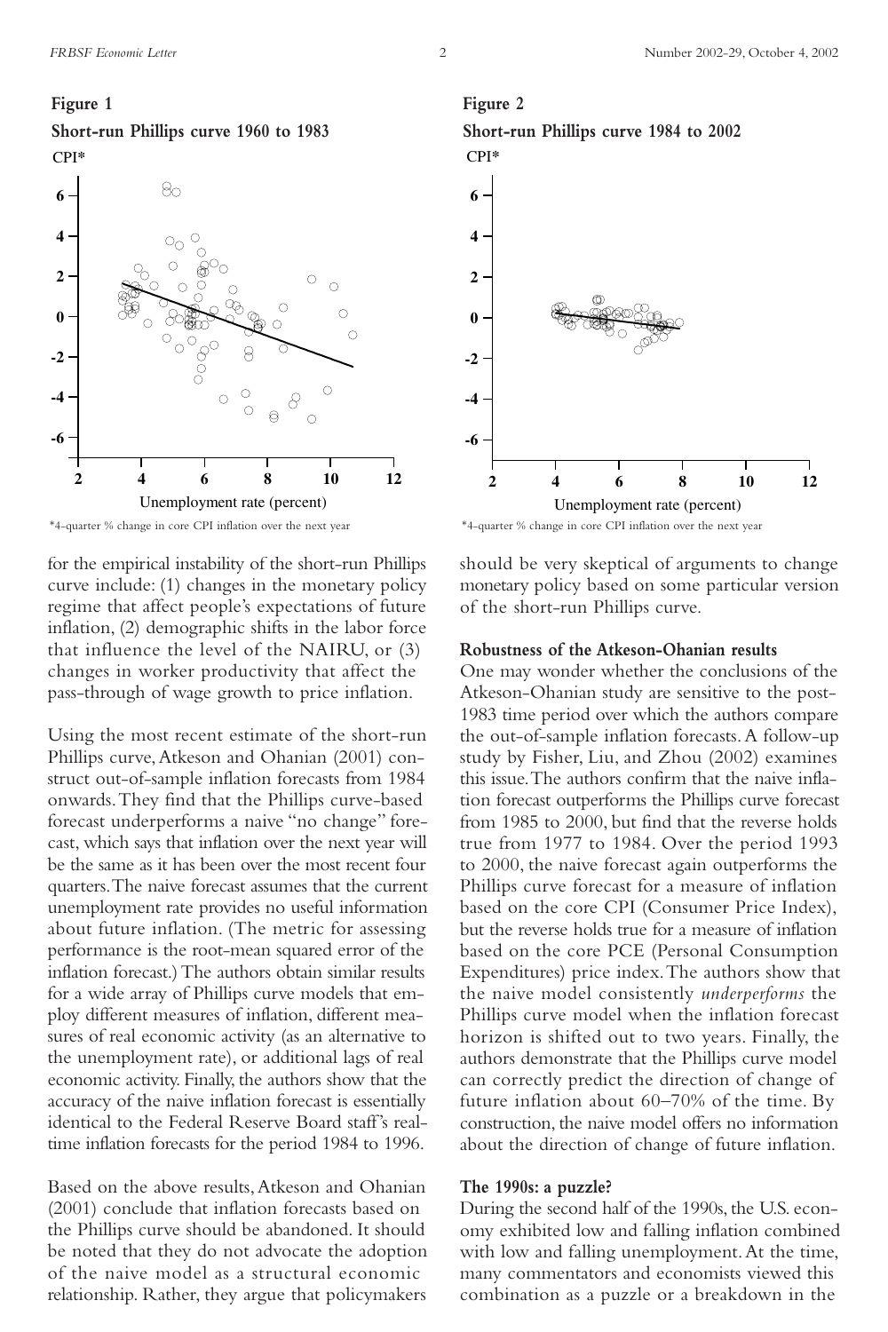**Figure 1**

**Short-run Phillips curve 1960 to 1983**

*4-quarter % change in core CPI inflation over the next year

**Figure 2**

**Short-run Phillips curve 1984 to 2002**

*4-quarter % change in core CPI inflation over the next year

for the empirical instability of the short-run Phillips curve include: (1) changes in the monetary policy regime that affect people's expectations of future inflation, (2) demographic shifts in the labor force that influence the level of the NAIRU, or (3) changes in worker productivity that affect the pass-through of wage growth to price inflation.

Using the most recent estimate of the short-run Phillips curve, Atkeson and Ohanian (2001) construct out-of-sample inflation forecasts from 1984 onwards. They find that the Phillips curve-based forecast underperforms a naive "no change" forecast, which says that inflation over the next year will be the same as it has been over the most recent four quarters. The naive forecast assumes that the current unemployment rate provides no useful information about future inflation. (The metric for assessing performance is the root-mean squared error of the inflation forecast.) The authors obtain similar results for a wide array of Phillips curve models that employ different measures of inflation, different measures of real economic activity (as an alternative to the unemployment rate), or additional lags of real economic activity. Finally, the authors show that the accuracy of the naive inflation forecast is essentially identical to the Federal Reserve Board staff's real-time inflation forecasts for the period 1984 to 1996.

Based on the above results, Atkeson and Ohanian (2001) conclude that inflation forecasts based on the Phillips curve should be abandoned. It should be noted that they do not advocate the adoption of the naive model as a structural economic relationship. Rather, they argue that policymakers should be very skeptical of arguments to change monetary policy based on some particular version of the short-run Phillips curve.

**Robustness of the Atkeson-Ohanian results**

One may wonder whether the conclusions of the Atkeson-Ohanian study are sensitive to the post-1983 time period over which the authors compare the out-of-sample inflation forecasts. A follow-up study by Fisher, Liu, and Zhou (2002) examines this issue. The authors confirm that the naive inflation forecast outperforms the Phillips curve forecast from 1985 to 2000, but find that the reverse holds true from 1977 to 1984. Over the period 1993 to 2000, the naive forecast again outperforms the Phillips curve forecast for a measure of inflation based on the core CPI (Consumer Price Index), but the reverse holds true for a measure of inflation based on the core PCE (Personal Consumption Expenditures) price index. The authors show that the naive model consistently *underperforms* the Phillips curve model when the inflation forecast horizon is shifted out to two years. Finally, the authors demonstrate that the Phillips curve model can correctly predict the direction of change of future inflation about 60–70% of the time. By construction, the naive model offers no information about the direction of change of future inflation.

**The 1990s: a puzzle?**

During the second half of the 1990s, the U.S. economy exhibited low and falling inflation combined with low and falling unemployment. At the time, many commentators and economists viewed this combination as a puzzle or a breakdown in the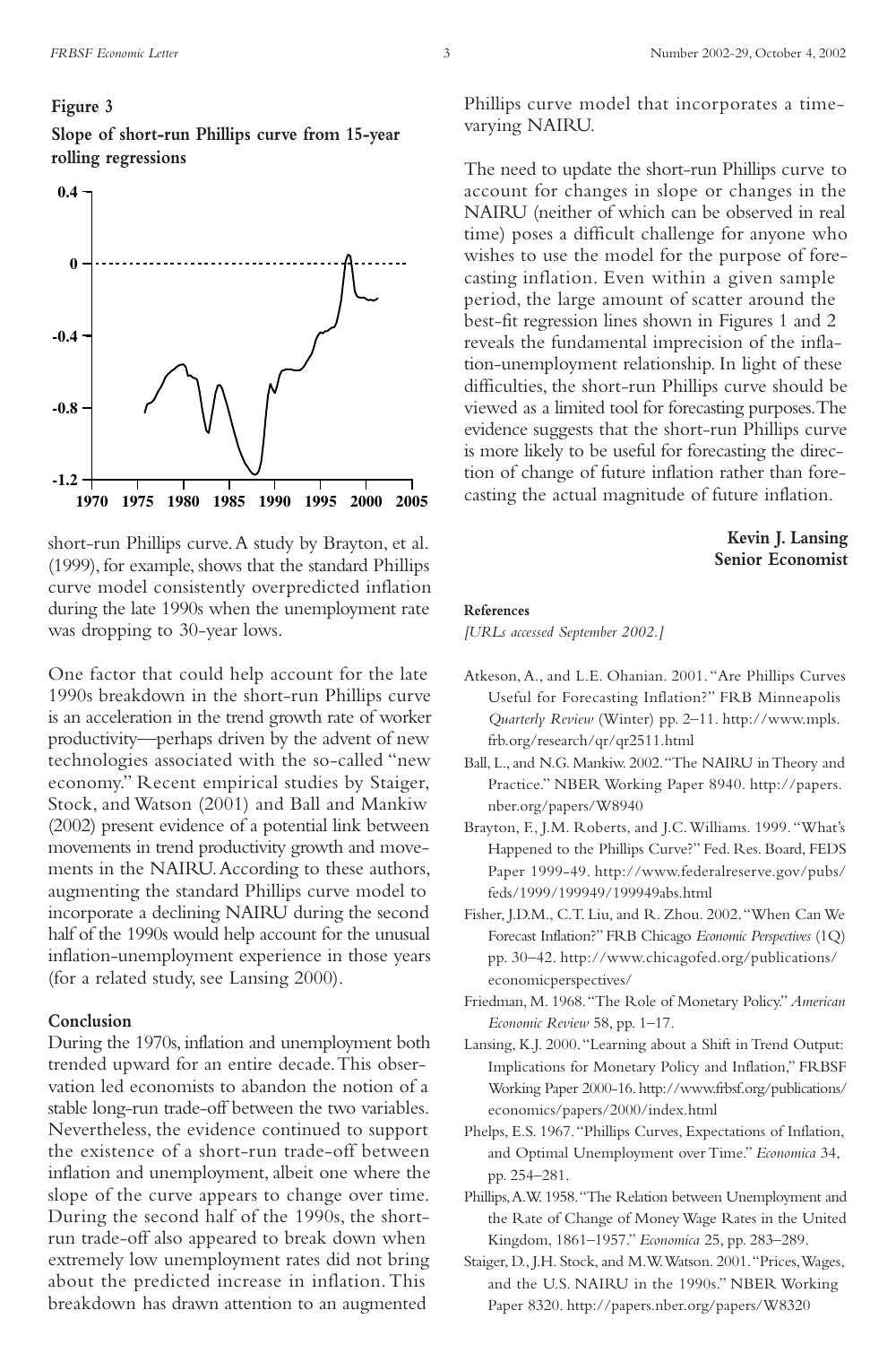**Figure 3**

**Slope of short-run Phillips curve from 15-year rolling regressions**

short-run Phillips curve. A study by Brayton, et al. (1999), for example, shows that the standard Phillips curve model consistently overpredicted inflation during the late 1990s when the unemployment rate was dropping to 30-year lows.

One factor that could help account for the late 1990s breakdown in the short-run Phillips curve is an acceleration in the trend growth rate of worker productivity—perhaps driven by the advent of new technologies associated with the so-called "new economy." Recent empirical studies by Staiger, Stock, and Watson (2001) and Ball and Mankiw (2002) present evidence of a potential link between movements in trend productivity growth and movements in the NAIRU. According to these authors, augmenting the standard Phillips curve model to incorporate a declining NAIRU during the second half of the 1990s would help account for the unusual inflation-unemployment experience in those years (for a related study, see Lansing 2000).

## Conclusion

During the 1970s, inflation and unemployment both trended upward for an entire decade. This observation led economists to abandon the notion of a stable long-run trade-off between the two variables. Nevertheless, the evidence continued to support the existence of a short-run trade-off between inflation and unemployment, albeit one where the slope of the curve appears to change over time. During the second half of the 1990s, the short-run trade-off also appeared to break down when extremely low unemployment rates did not bring about the predicted increase in inflation. This breakdown has drawn attention to an augmented Phillips curve model that incorporates a time-varying NAIRU.

The need to update the short-run Phillips curve to account for changes in slope or changes in the NAIRU (neither of which can be observed in real time) poses a difficult challenge for anyone who wishes to use the model for the purpose of forecasting inflation. Even within a given sample period, the large amount of scatter around the best-fit regression lines shown in Figures 1 and 2 reveals the fundamental imprecision of the inflation-unemployment relationship. In light of these difficulties, the short-run Phillips curve should be viewed as a limited tool for forecasting purposes. The evidence suggests that the short-run Phillips curve is more likely to be useful for forecasting the direction of change of future inflation rather than forecasting the actual magnitude of future inflation.

**Kevin J. Lansing**
**Senior Economist**

## References

*[URLs accessed September 2002.]*

Atkeson, A., and L.E. Ohanian. 2001. "Are Phillips Curves Useful for Forecasting Inflation?" FRB Minneapolis *Quarterly Review* (Winter) pp. 2–11. http://www.mpls.frb.org/research/qr/qr2511.html

Ball, L., and N.G. Mankiw. 2002. "The NAIRU in Theory and Practice." NBER Working Paper 8940. http://papers.nber.org/papers/W8940

Brayton, F., J.M. Roberts, and J.C. Williams. 1999. "What's Happened to the Phillips Curve?" Fed. Res. Board, FEDS Paper 1999-49. http://www.federalreserve.gov/pubs/feds/1999/199949/199949abs.html

Fisher, J.D.M., C.T. Liu, and R. Zhou. 2002. "When Can We Forecast Inflation?" FRB Chicago *Economic Perspectives* (1Q) pp. 30–42. http://www.chicagofed.org/publications/economicperspectives/

Friedman, M. 1968. "The Role of Monetary Policy." *American Economic Review* 58, pp. 1–17.

Lansing, K.J. 2000. "Learning about a Shift in Trend Output: Implications for Monetary Policy and Inflation," FRBSF Working Paper 2000-16. http://www.frbsf.org/publications/economics/papers/2000/index.html

Phelps, E.S. 1967. "Phillips Curves, Expectations of Inflation, and Optimal Unemployment over Time." *Economica* 34, pp. 254–281.

Phillips, A.W. 1958. "The Relation between Unemployment and the Rate of Change of Money Wage Rates in the United Kingdom, 1861–1957." *Economica* 25, pp. 283–289.

Staiger, D., J.H. Stock, and M.W. Watson. 2001. "Prices, Wages, and the U.S. NAIRU in the 1990s." NBER Working Paper 8320. http://papers.nber.org/papers/W8320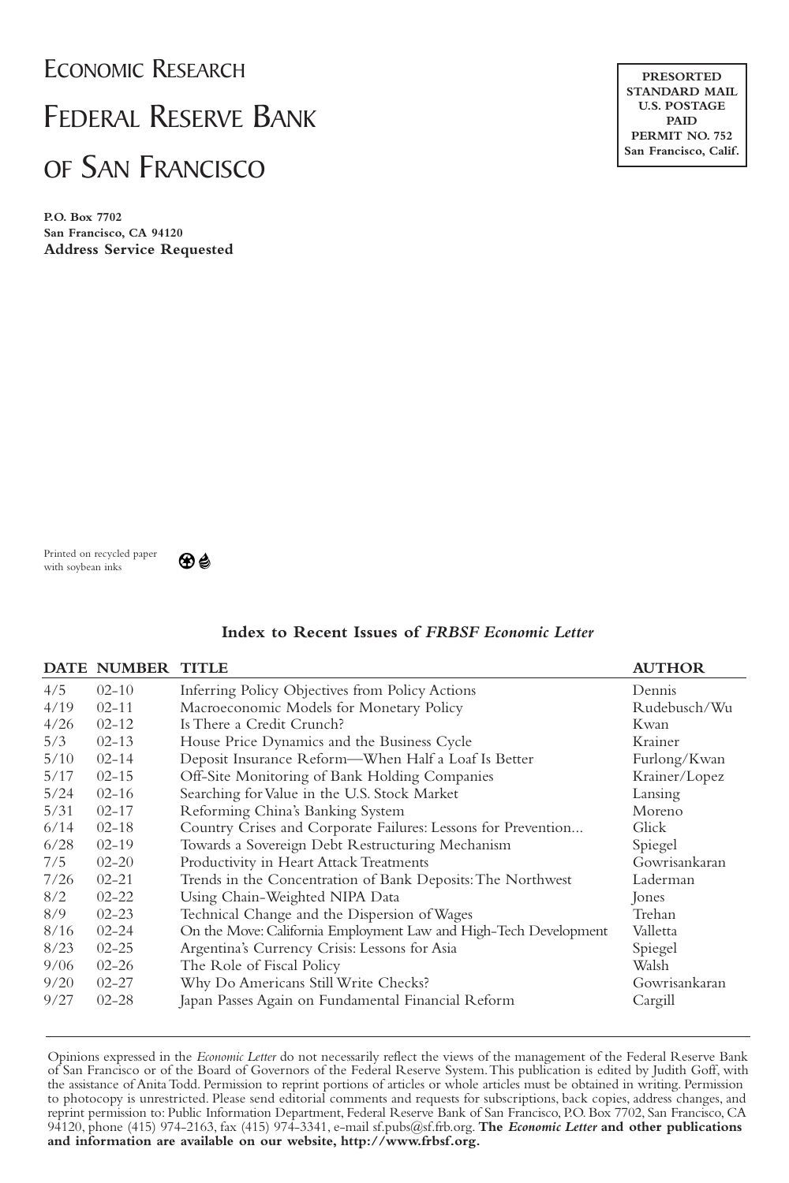# ECONOMIC RESEARCH
# FEDERAL RESERVE BANK
# OF SAN FRANCISCO

**P.O. Box 7702**
**San Francisco, CA 94120**
**Address Service Requested**

**PRESORTED**
**STANDARD MAIL**
**U.S. POSTAGE**
**PAID**
**PERMIT NO. 752**
**San Francisco, Calif.**

Printed on recycled paper with soybean inks

### Index to Recent Issues of *FRBSF Economic Letter*

| DATE | NUMBER | TITLE | AUTHOR |
|---|---|---|---|
| 4/5 | 02-10 | Inferring Policy Objectives from Policy Actions | Dennis |
| 4/19 | 02-11 | Macroeconomic Models for Monetary Policy | Rudebusch/Wu |
| 4/26 | 02-12 | Is There a Credit Crunch? | Kwan |
| 5/3 | 02-13 | House Price Dynamics and the Business Cycle | Krainer |
| 5/10 | 02-14 | Deposit Insurance Reform—When Half a Loaf Is Better | Furlong/Kwan |
| 5/17 | 02-15 | Off-Site Monitoring of Bank Holding Companies | Krainer/Lopez |
| 5/24 | 02-16 | Searching for Value in the U.S. Stock Market | Lansing |
| 5/31 | 02-17 | Reforming China's Banking System | Moreno |
| 6/14 | 02-18 | Country Crises and Corporate Failures: Lessons for Prevention... | Glick |
| 6/28 | 02-19 | Towards a Sovereign Debt Restructuring Mechanism | Spiegel |
| 7/5 | 02-20 | Productivity in Heart Attack Treatments | Gowrisankaran |
| 7/26 | 02-21 | Trends in the Concentration of Bank Deposits: The Northwest | Laderman |
| 8/2 | 02-22 | Using Chain-Weighted NIPA Data | Jones |
| 8/9 | 02-23 | Technical Change and the Dispersion of Wages | Trehan |
| 8/16 | 02-24 | On the Move: California Employment Law and High-Tech Development | Valletta |
| 8/23 | 02-25 | Argentina's Currency Crisis: Lessons for Asia | Spiegel |
| 9/06 | 02-26 | The Role of Fiscal Policy | Walsh |
| 9/20 | 02-27 | Why Do Americans Still Write Checks? | Gowrisankaran |
| 9/27 | 02-28 | Japan Passes Again on Fundamental Financial Reform | Cargill |

Opinions expressed in the *Economic Letter* do not necessarily reflect the views of the management of the Federal Reserve Bank of San Francisco or of the Board of Governors of the Federal Reserve System. This publication is edited by Judith Goff, with the assistance of Anita Todd. Permission to reprint portions of articles or whole articles must be obtained in writing. Permission to photocopy is unrestricted. Please send editorial comments and requests for subscriptions, back copies, address changes, and reprint permission to: Public Information Department, Federal Reserve Bank of San Francisco, P.O. Box 7702, San Francisco, CA 94120, phone (415) 974-2163, fax (415) 974-3341, e-mail sf.pubs@sf.frb.org. **The *Economic Letter* and other publications and information are available on our website, http://www.frbsf.org.**